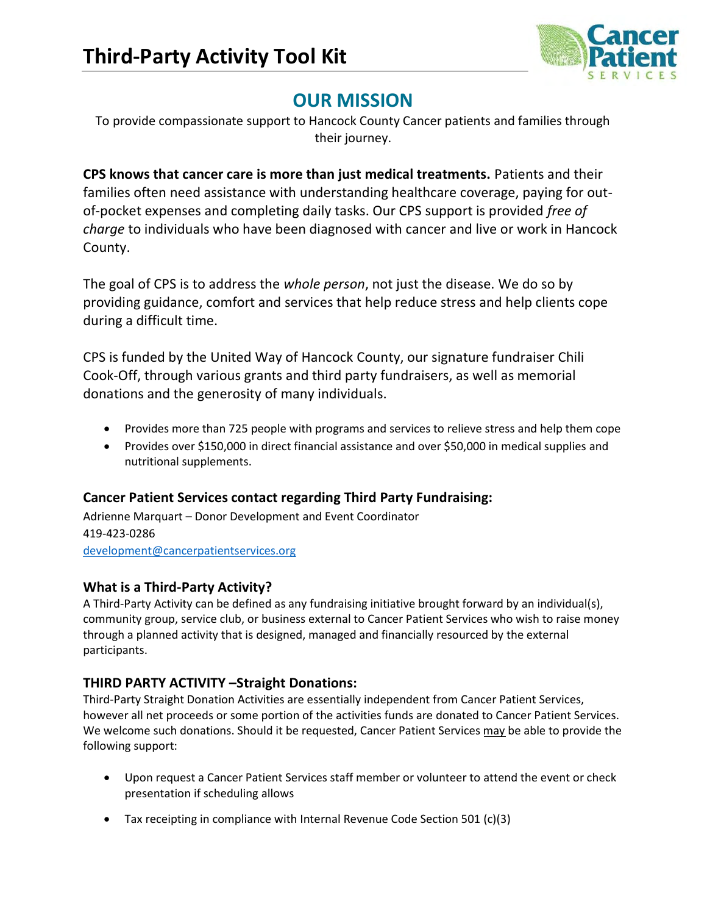# Third-Party Activity Tool Kit

## OUR MISSION

To provide compassionate support to Hancock County Cancer patients and families through their journey.

**CPS knows that cancer care is more than just medical treatments.** Patients and their families often need assistance with understanding healthcare coverage, paying for out-of-pocket expenses and completing daily tasks. Our CPS support is provided *free of charge* to individuals who have been diagnosed with cancer and live or work in Hancock County.

The goal of CPS is to address the *whole person*, not just the disease. We do so by providing guidance, comfort and services that help reduce stress and help clients cope during a difficult time.

CPS is funded by the United Way of Hancock County, our signature fundraiser Chili Cook-Off, through various grants and third party fundraisers, as well as memorial donations and the generosity of many individuals.

- Provides more than 725 people with programs and services to relieve stress and help them cope
- Provides over $150,000 in direct financial assistance and over $50,000 in medical supplies and nutritional supplements.

### Cancer Patient Services contact regarding Third Party Fundraising:

Adrienne Marquart – Donor Development and Event Coordinator
419-423-0286
development@cancerpatientservices.org

### What is a Third-Party Activity?

A Third-Party Activity can be defined as any fundraising initiative brought forward by an individual(s), community group, service club, or business external to Cancer Patient Services who wish to raise money through a planned activity that is designed, managed and financially resourced by the external participants.

### THIRD PARTY ACTIVITY –Straight Donations:

Third-Party Straight Donation Activities are essentially independent from Cancer Patient Services, however all net proceeds or some portion of the activities funds are donated to Cancer Patient Services. We welcome such donations. Should it be requested, Cancer Patient Services may be able to provide the following support:

- Upon request a Cancer Patient Services staff member or volunteer to attend the event or check presentation if scheduling allows
- Tax receipting in compliance with Internal Revenue Code Section 501 (c)(3)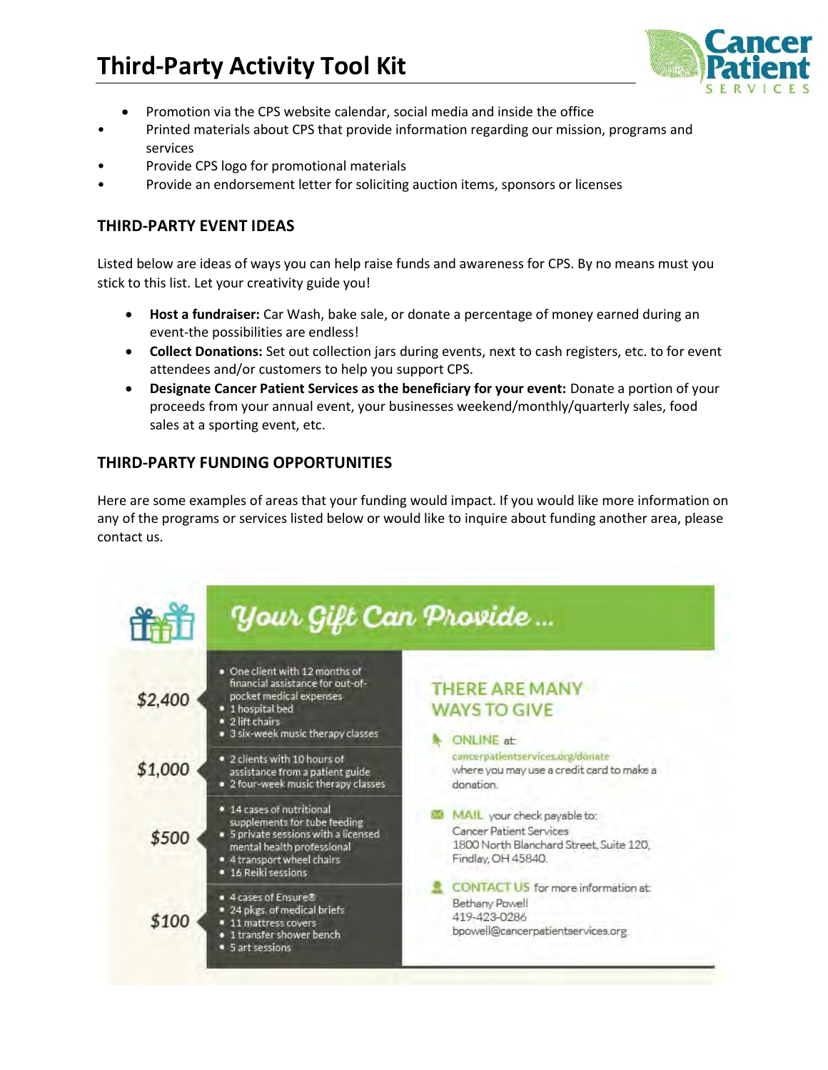- Promotion via the CPS website calendar, social media and inside the office
- Printed materials about CPS that provide information regarding our mission, programs and services
- Provide CPS logo for promotional materials
- Provide an endorsement letter for soliciting auction items, sponsors or licenses

## THIRD-PARTY EVENT IDEAS

Listed below are ideas of ways you can help raise funds and awareness for CPS. By no means must you stick to this list. Let your creativity guide you!

- **Host a fundraiser:** Car Wash, bake sale, or donate a percentage of money earned during an event-the possibilities are endless!
- **Collect Donations:** Set out collection jars during events, next to cash registers, etc. to for event attendees and/or customers to help you support CPS.
- **Designate Cancer Patient Services as the beneficiary for your event:** Donate a portion of your proceeds from your annual event, your businesses weekend/monthly/quarterly sales, food sales at a sporting event, etc.

## THIRD-PARTY FUNDING OPPORTUNITIES

Here are some examples of areas that your funding would impact. If you would like more information on any of the programs or services listed below or would like to inquire about funding another area, please contact us.

### *Your Gift Can Provide ...*

| Amount | Provides |
|---|---|
| $2,400 | • One client with 12 months of financial assistance for out-of-pocket medical expenses<br>• 1 hospital bed<br>• 2 lift chairs<br>• 3 six-week music therapy classes |
| $1,000 | • 2 clients with 10 hours of assistance from a patient guide<br>• 2 four-week music therapy classes |
| $500 | • 14 cases of nutritional supplements for tube feeding<br>• 5 private sessions with a licensed mental health professional<br>• 4 transport wheel chairs<br>• 16 Reiki sessions |
| $100 | • 4 cases of Ensure®<br>• 24 pkgs. of medical briefs<br>• 11 mattress covers<br>• 1 transfer shower bench<br>• 5 art sessions |

**THERE ARE MANY WAYS TO GIVE**

**ONLINE** at: cancerpatientservices.org/donate where you may use a credit card to make a donation.

**MAIL** your check payable to:
Cancer Patient Services
1800 North Blanchard Street, Suite 120,
Findlay, OH 45840.

**CONTACT US** for more information at:
Bethany Powell
419-423-0286
bpowell@cancerpatientservices.org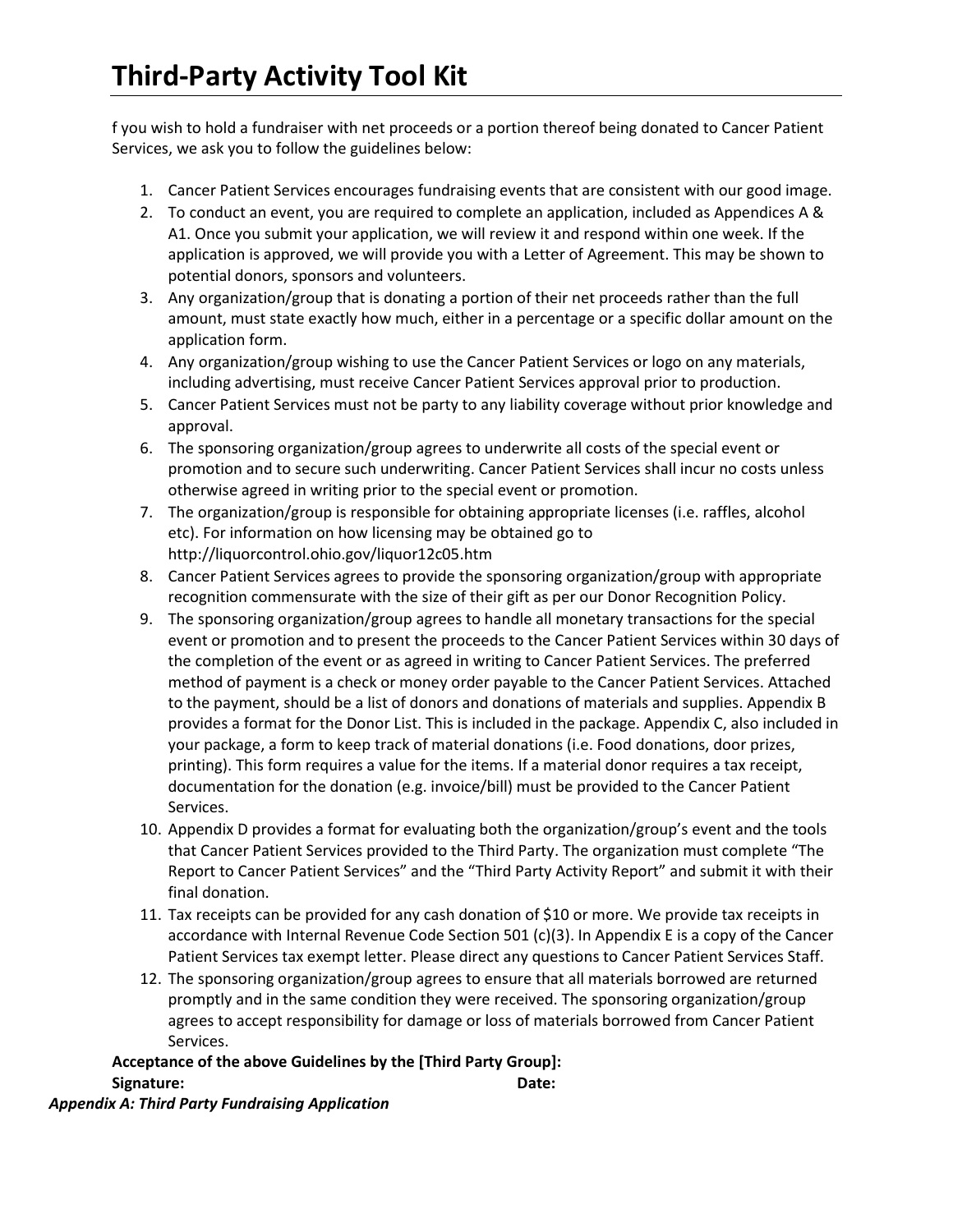# Third-Party Activity Tool Kit

f you wish to hold a fundraiser with net proceeds or a portion thereof being donated to Cancer Patient Services, we ask you to follow the guidelines below:

1. Cancer Patient Services encourages fundraising events that are consistent with our good image.
2. To conduct an event, you are required to complete an application, included as Appendices A & A1. Once you submit your application, we will review it and respond within one week. If the application is approved, we will provide you with a Letter of Agreement. This may be shown to potential donors, sponsors and volunteers.
3. Any organization/group that is donating a portion of their net proceeds rather than the full amount, must state exactly how much, either in a percentage or a specific dollar amount on the application form.
4. Any organization/group wishing to use the Cancer Patient Services or logo on any materials, including advertising, must receive Cancer Patient Services approval prior to production.
5. Cancer Patient Services must not be party to any liability coverage without prior knowledge and approval.
6. The sponsoring organization/group agrees to underwrite all costs of the special event or promotion and to secure such underwriting. Cancer Patient Services shall incur no costs unless otherwise agreed in writing prior to the special event or promotion.
7. The organization/group is responsible for obtaining appropriate licenses (i.e. raffles, alcohol etc). For information on how licensing may be obtained go to http://liquorcontrol.ohio.gov/liquor12c05.htm
8. Cancer Patient Services agrees to provide the sponsoring organization/group with appropriate recognition commensurate with the size of their gift as per our Donor Recognition Policy.
9. The sponsoring organization/group agrees to handle all monetary transactions for the special event or promotion and to present the proceeds to the Cancer Patient Services within 30 days of the completion of the event or as agreed in writing to Cancer Patient Services. The preferred method of payment is a check or money order payable to the Cancer Patient Services. Attached to the payment, should be a list of donors and donations of materials and supplies. Appendix B provides a format for the Donor List. This is included in the package. Appendix C, also included in your package, a form to keep track of material donations (i.e. Food donations, door prizes, printing). This form requires a value for the items. If a material donor requires a tax receipt, documentation for the donation (e.g. invoice/bill) must be provided to the Cancer Patient Services.
10. Appendix D provides a format for evaluating both the organization/group's event and the tools that Cancer Patient Services provided to the Third Party. The organization must complete "The Report to Cancer Patient Services" and the "Third Party Activity Report" and submit it with their final donation.
11. Tax receipts can be provided for any cash donation of $10 or more. We provide tax receipts in accordance with Internal Revenue Code Section 501 (c)(3). In Appendix E is a copy of the Cancer Patient Services tax exempt letter. Please direct any questions to Cancer Patient Services Staff.
12. The sponsoring organization/group agrees to ensure that all materials borrowed are returned promptly and in the same condition they were received. The sponsoring organization/group agrees to accept responsibility for damage or loss of materials borrowed from Cancer Patient Services.

**Acceptance of the above Guidelines by the [Third Party Group]:**

**Signature:** **Date:**

***Appendix A: Third Party Fundraising Application***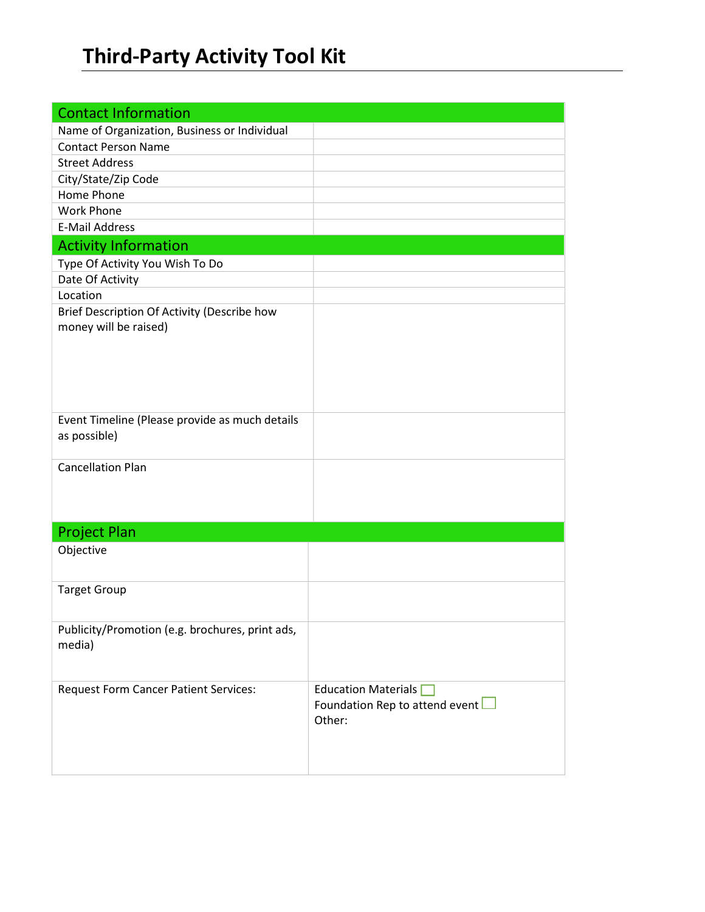# Third-Party Activity Tool Kit

| Contact Information | |
|---|---|
| Name of Organization, Business or Individual | |
| Contact Person Name | |
| Street Address | |
| City/State/Zip Code | |
| Home Phone | |
| Work Phone | |
| E-Mail Address | |
| **Activity Information** | |
| Type Of Activity You Wish To Do | |
| Date Of Activity | |
| Location | |
| Brief Description Of Activity (Describe how money will be raised) | |
| Event Timeline (Please provide as much details as possible) | |
| Cancellation Plan | |
| **Project Plan** | |
| Objective | |
| Target Group | |
| Publicity/Promotion (e.g. brochures, print ads, media) | |
| Request Form Cancer Patient Services: | Education Materials ☐<br>Foundation Rep to attend event ☐<br>Other: |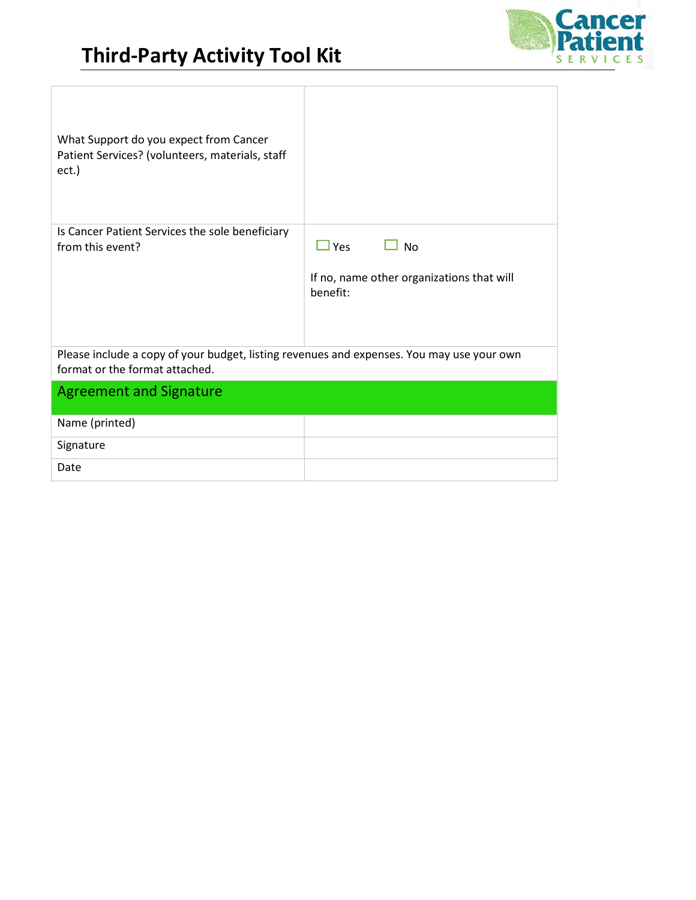# Third-Party Activity Tool Kit

| | |
|---|---|
| What Support do you expect from Cancer Patient Services? (volunteers, materials, staff ect.) | |
| Is Cancer Patient Services the sole beneficiary from this event? | ☐ Yes ☐ No<br><br>If no, name other organizations that will benefit: |
| Please include a copy of your budget, listing revenues and expenses. You may use your own format or the format attached. | |
| **Agreement and Signature** | |
| Name (printed) | |
| Signature | |
| Date | |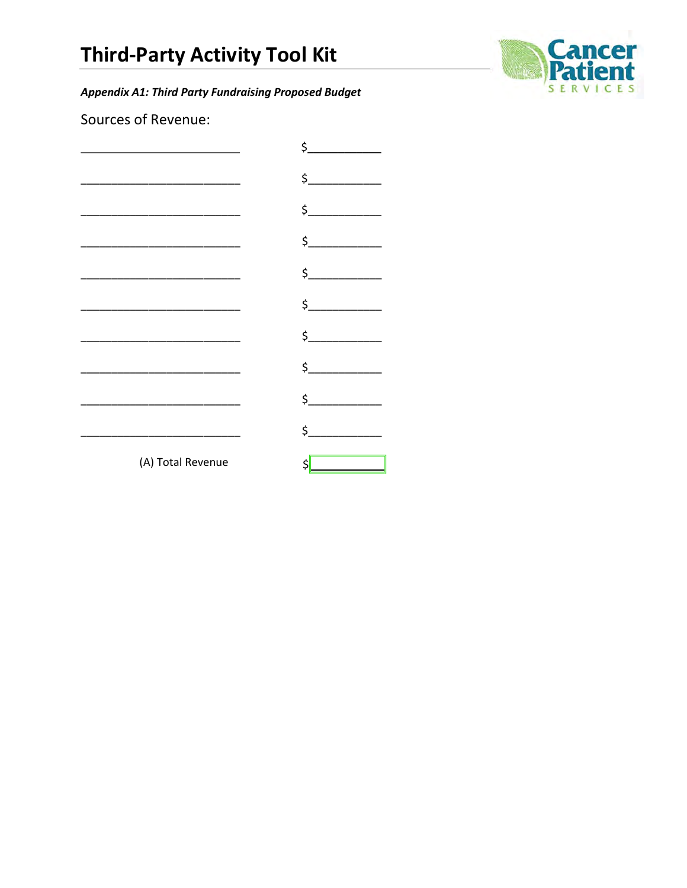# Third-Party Activity Tool Kit

***Appendix A1: Third Party Fundraising Proposed Budget***

Sources of Revenue:

| | |
|---|---|
| _________________________ | $__________ |
| _________________________ | $__________ |
| _________________________ | $__________ |
| _________________________ | $__________ |
| _________________________ | $__________ |
| _________________________ | $__________ |
| _________________________ | $__________ |
| _________________________ | $__________ |
| _________________________ | $__________ |
| _________________________ | $__________ |
| (A) Total Revenue | $__________ |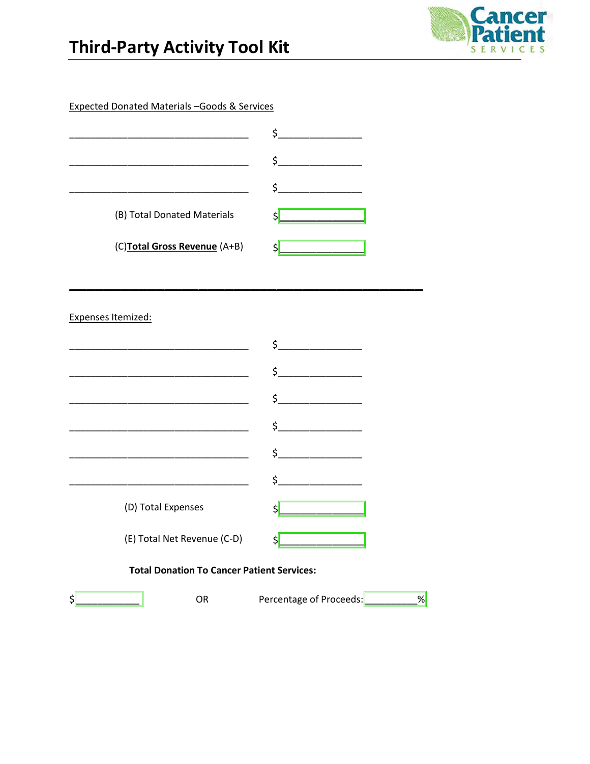Expected Donated Materials –Goods & Services

___________________________________ $_______________

___________________________________ $_______________

___________________________________ $_______________

(B) Total Donated Materials $_______________

(C)**Total Gross Revenue** (A+B) $_______________

---

Expenses Itemized:

___________________________________ $_______________

___________________________________ $_______________

___________________________________ $_______________

___________________________________ $_______________

___________________________________ $_______________

___________________________________ $_______________

(D) Total Expenses $_______________

(E) Total Net Revenue (C-D) $_______________

**Total Donation To Cancer Patient Services:**

$____________ OR Percentage of Proceeds: _________%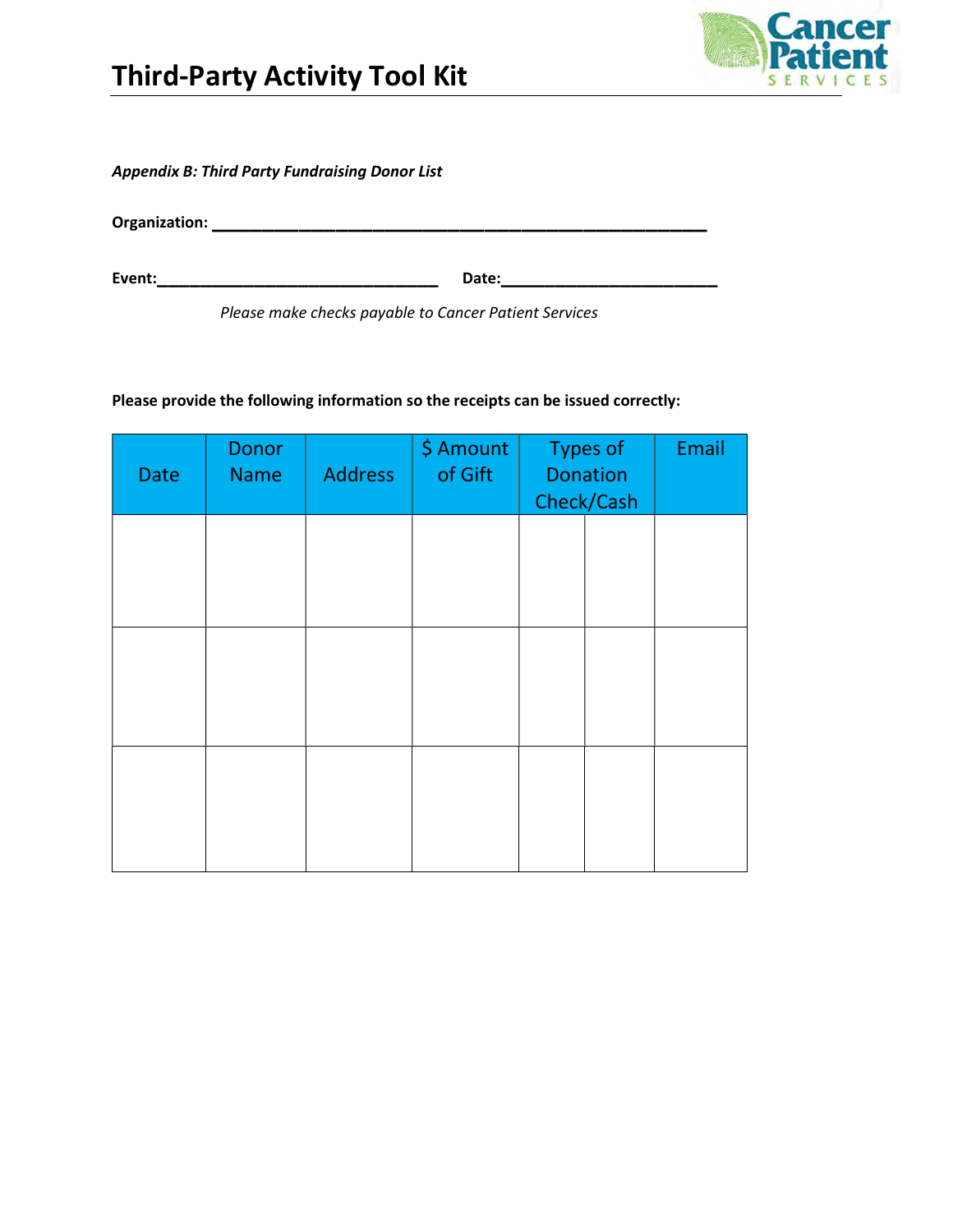# Third-Party Activity Tool Kit

*Appendix B: Third Party Fundraising Donor List*

**Organization:** ___________________________________________________

**Event:**_______________________________ **Date:**________________________

*Please make checks payable to Cancer Patient Services*

**Please provide the following information so the receipts can be issued correctly:**

| Date | Donor Name | Address | $ Amount of Gift | Types of Donation Check/Cash | | Email |
|---|---|---|---|---|---|---|
| | | | | | | |
| | | | | | | |
| | | | | | | |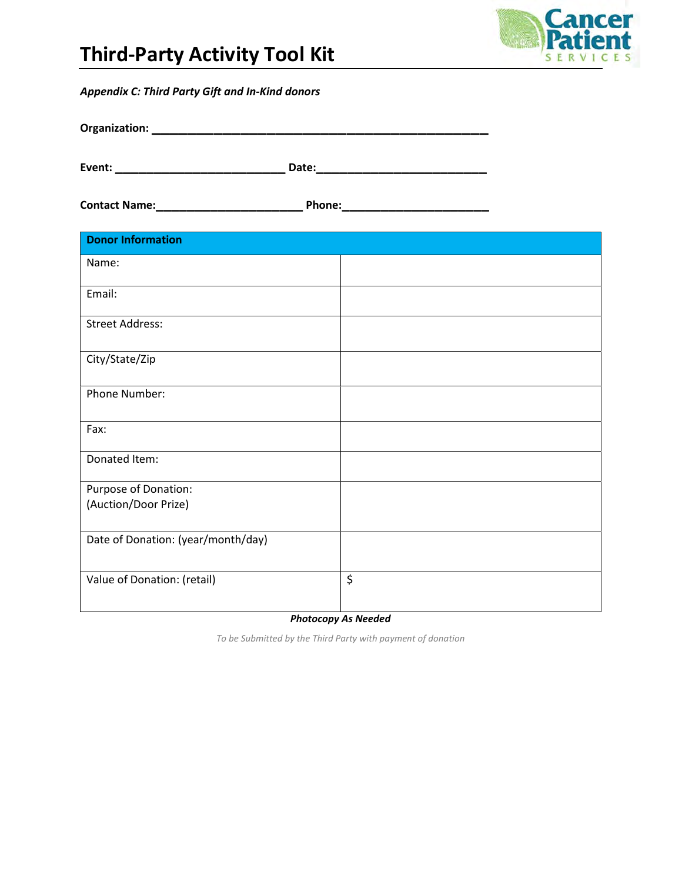# Third-Party Activity Tool Kit

***Appendix C: Third Party Gift and In-Kind donors***

**Organization:** ______________________________________________________

**Event:** ___________________________ **Date:**___________________________

**Contact Name:**_______________________ **Phone:**_______________________

| **Donor Information** | |
|---|---|
| Name: | |
| Email: | |
| Street Address: | |
| City/State/Zip | |
| Phone Number: | |
| Fax: | |
| Donated Item: | |
| Purpose of Donation: (Auction/Door Prize) | |
| Date of Donation: (year/month/day) | |
| Value of Donation: (retail) | $ |

***Photocopy As Needed***

*To be Submitted by the Third Party with payment of donation*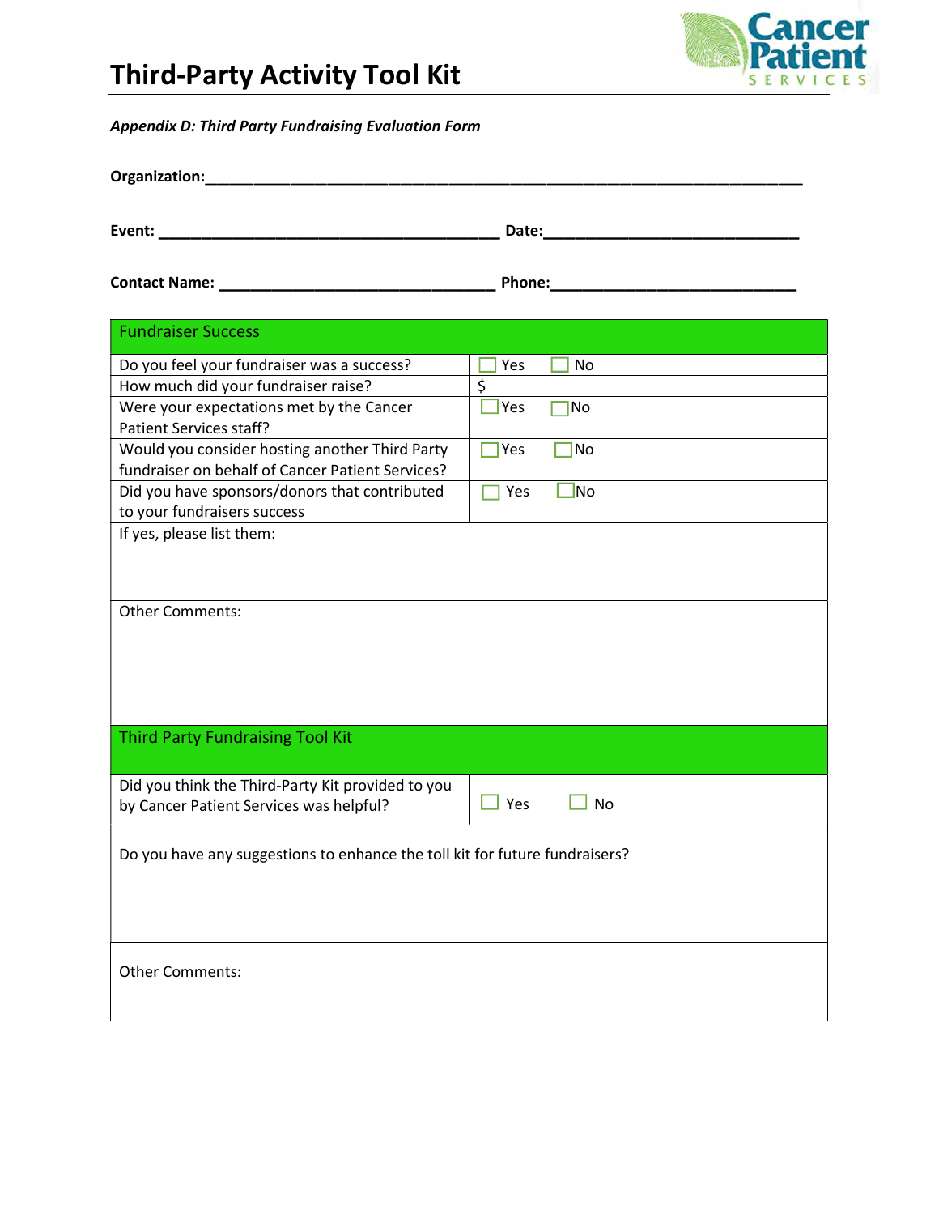# Third-Party Activity Tool Kit

***Appendix D: Third Party Fundraising Evaluation Form***

**Organization:**\_\_\_\_\_\_\_\_\_\_\_\_\_\_\_\_\_\_\_\_\_\_\_\_\_\_\_\_\_\_\_\_\_\_\_\_\_\_\_\_\_\_\_\_\_\_\_\_\_\_\_\_\_\_\_\_\_\_\_\_

**Event:** \_\_\_\_\_\_\_\_\_\_\_\_\_\_\_\_\_\_\_\_\_\_\_\_\_\_\_\_\_\_\_\_\_\_\_\_ **Date:**\_\_\_\_\_\_\_\_\_\_\_\_\_\_\_\_\_\_\_\_\_\_\_\_\_\_

**Contact Name:** \_\_\_\_\_\_\_\_\_\_\_\_\_\_\_\_\_\_\_\_\_\_\_\_\_\_\_\_ **Phone:**\_\_\_\_\_\_\_\_\_\_\_\_\_\_\_\_\_\_\_\_\_\_\_\_\_

| Fundraiser Success | |
|---|---|
| Do you feel your fundraiser was a success? | ☐ Yes ☐ No |
| How much did your fundraiser raise? | $ |
| Were your expectations met by the Cancer Patient Services staff? | ☐ Yes ☐ No |
| Would you consider hosting another Third Party fundraiser on behalf of Cancer Patient Services? | ☐ Yes ☐ No |
| Did you have sponsors/donors that contributed to your fundraisers success | ☐ Yes ☐ No |
| If yes, please list them: | |
| Other Comments: | |

| Third Party Fundraising Tool Kit | |
|---|---|
| Did you think the Third-Party Kit provided to you by Cancer Patient Services was helpful? | ☐ Yes ☐ No |
| Do you have any suggestions to enhance the toll kit for future fundraisers? | |
| Other Comments: | |